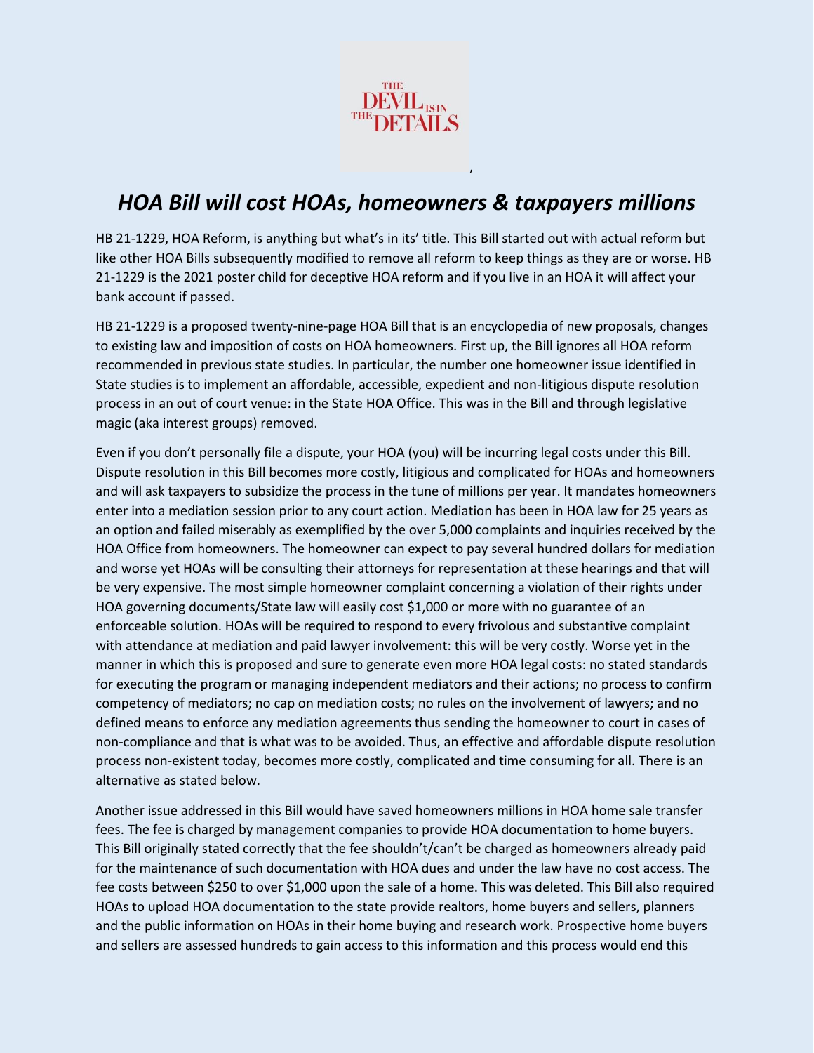THE DEVIL IS IN THE DETAILS

# *HOA Bill will cost HOAs, homeowners & taxpayers millions*

HB 21-1229, HOA Reform, is anything but what's in its' title. This Bill started out with actual reform but like other HOA Bills subsequently modified to remove all reform to keep things as they are or worse. HB 21-1229 is the 2021 poster child for deceptive HOA reform and if you live in an HOA it will affect your bank account if passed.

HB 21-1229 is a proposed twenty-nine-page HOA Bill that is an encyclopedia of new proposals, changes to existing law and imposition of costs on HOA homeowners. First up, the Bill ignores all HOA reform recommended in previous state studies. In particular, the number one homeowner issue identified in State studies is to implement an affordable, accessible, expedient and non-litigious dispute resolution process in an out of court venue: in the State HOA Office. This was in the Bill and through legislative magic (aka interest groups) removed.

Even if you don't personally file a dispute, your HOA (you) will be incurring legal costs under this Bill. Dispute resolution in this Bill becomes more costly, litigious and complicated for HOAs and homeowners and will ask taxpayers to subsidize the process in the tune of millions per year. It mandates homeowners enter into a mediation session prior to any court action. Mediation has been in HOA law for 25 years as an option and failed miserably as exemplified by the over 5,000 complaints and inquiries received by the HOA Office from homeowners. The homeowner can expect to pay several hundred dollars for mediation and worse yet HOAs will be consulting their attorneys for representation at these hearings and that will be very expensive. The most simple homeowner complaint concerning a violation of their rights under HOA governing documents/State law will easily cost $1,000 or more with no guarantee of an enforceable solution. HOAs will be required to respond to every frivolous and substantive complaint with attendance at mediation and paid lawyer involvement: this will be very costly. Worse yet in the manner in which this is proposed and sure to generate even more HOA legal costs: no stated standards for executing the program or managing independent mediators and their actions; no process to confirm competency of mediators; no cap on mediation costs; no rules on the involvement of lawyers; and no defined means to enforce any mediation agreements thus sending the homeowner to court in cases of non-compliance and that is what was to be avoided. Thus, an effective and affordable dispute resolution process non-existent today, becomes more costly, complicated and time consuming for all. There is an alternative as stated below.

Another issue addressed in this Bill would have saved homeowners millions in HOA home sale transfer fees. The fee is charged by management companies to provide HOA documentation to home buyers. This Bill originally stated correctly that the fee shouldn't/can't be charged as homeowners already paid for the maintenance of such documentation with HOA dues and under the law have no cost access. The fee costs between $250 to over $1,000 upon the sale of a home. This was deleted. This Bill also required HOAs to upload HOA documentation to the state provide realtors, home buyers and sellers, planners and the public information on HOAs in their home buying and research work. Prospective home buyers and sellers are assessed hundreds to gain access to this information and this process would end this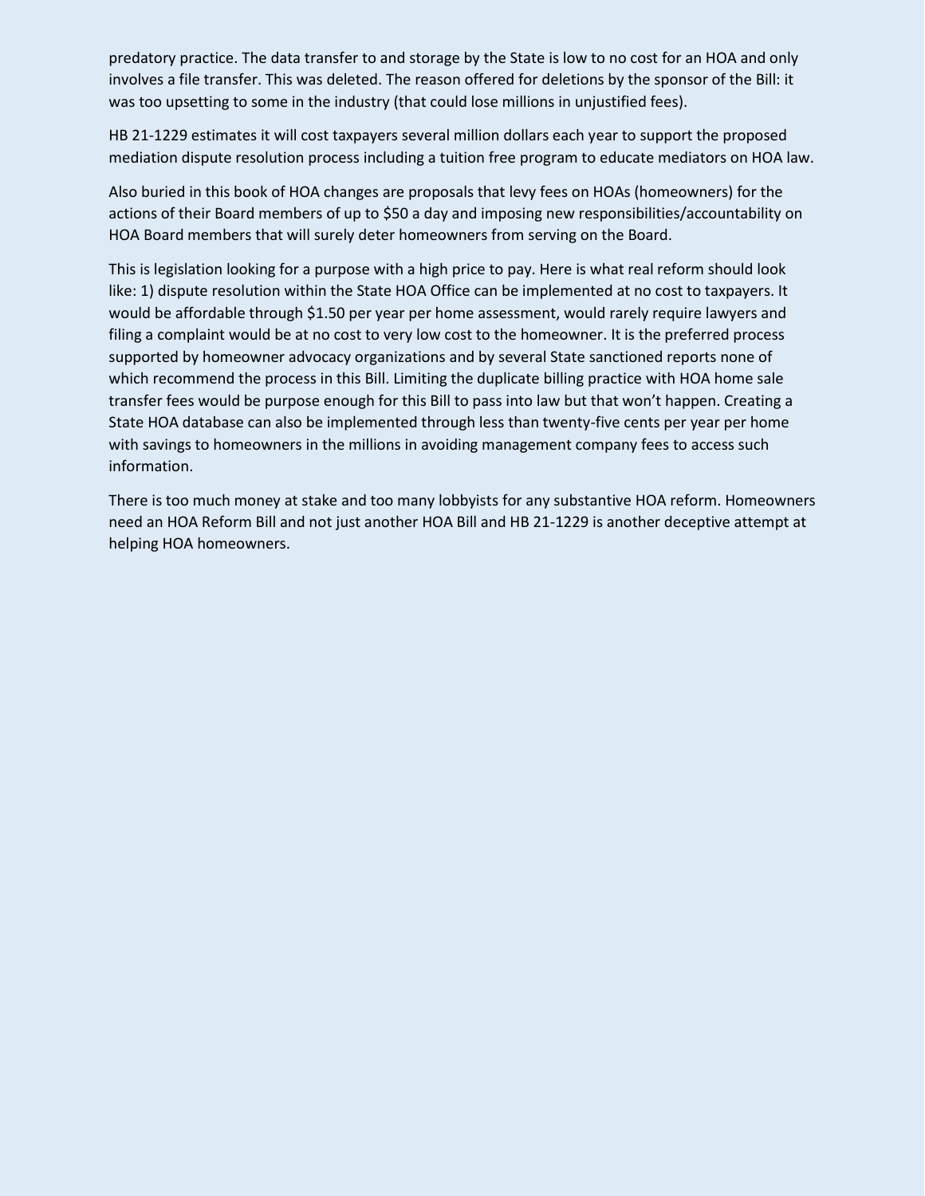predatory practice. The data transfer to and storage by the State is low to no cost for an HOA and only involves a file transfer. This was deleted. The reason offered for deletions by the sponsor of the Bill: it was too upsetting to some in the industry (that could lose millions in unjustified fees).

HB 21-1229 estimates it will cost taxpayers several million dollars each year to support the proposed mediation dispute resolution process including a tuition free program to educate mediators on HOA law.

Also buried in this book of HOA changes are proposals that levy fees on HOAs (homeowners) for the actions of their Board members of up to $50 a day and imposing new responsibilities/accountability on HOA Board members that will surely deter homeowners from serving on the Board.

This is legislation looking for a purpose with a high price to pay. Here is what real reform should look like: 1) dispute resolution within the State HOA Office can be implemented at no cost to taxpayers. It would be affordable through $1.50 per year per home assessment, would rarely require lawyers and filing a complaint would be at no cost to very low cost to the homeowner. It is the preferred process supported by homeowner advocacy organizations and by several State sanctioned reports none of which recommend the process in this Bill. Limiting the duplicate billing practice with HOA home sale transfer fees would be purpose enough for this Bill to pass into law but that won't happen. Creating a State HOA database can also be implemented through less than twenty-five cents per year per home with savings to homeowners in the millions in avoiding management company fees to access such information.

There is too much money at stake and too many lobbyists for any substantive HOA reform. Homeowners need an HOA Reform Bill and not just another HOA Bill and HB 21-1229 is another deceptive attempt at helping HOA homeowners.